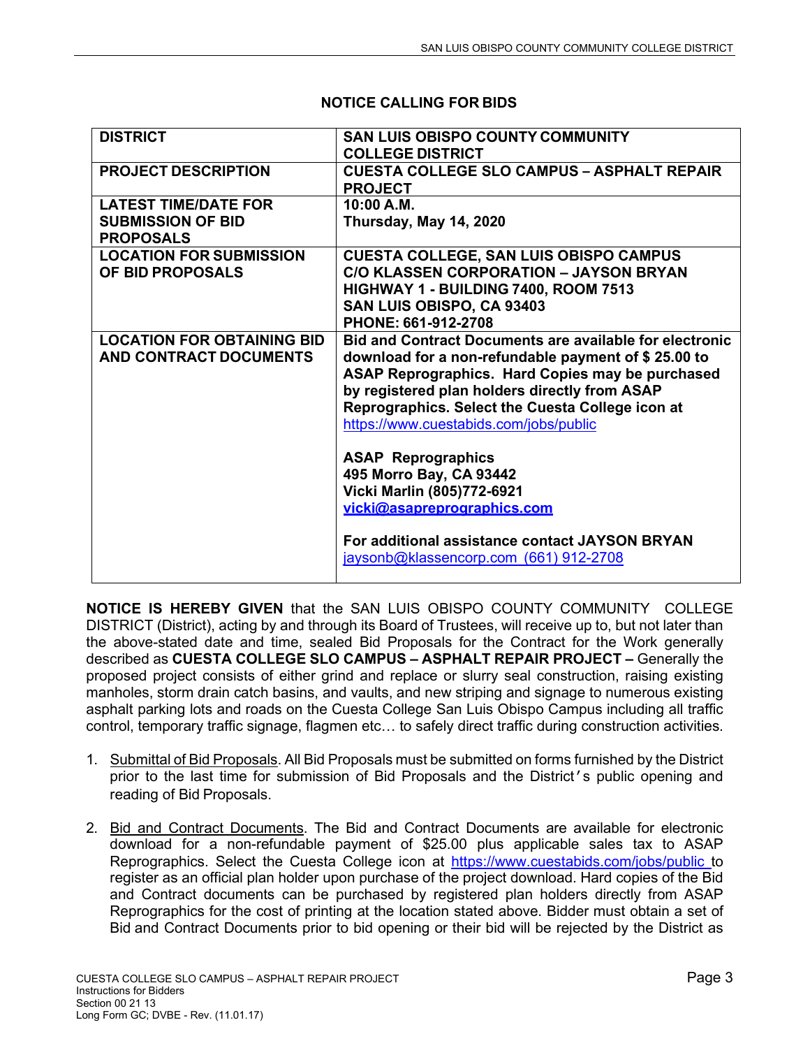## NOTICE CALLING FOR BIDS

| | |
|---|---|
| **DISTRICT** | **SAN LUIS OBISPO COUNTY COMMUNITY COLLEGE DISTRICT** |
| **PROJECT DESCRIPTION** | **CUESTA COLLEGE SLO CAMPUS – ASPHALT REPAIR PROJECT** |
| **LATEST TIME/DATE FOR SUBMISSION OF BID PROPOSALS** | **10:00 A.M.** <br> **Thursday, May 14, 2020** |
| **LOCATION FOR SUBMISSION OF BID PROPOSALS** | **CUESTA COLLEGE, SAN LUIS OBISPO CAMPUS** <br> **C/O KLASSEN CORPORATION – JAYSON BRYAN** <br> **HIGHWAY 1 - BUILDING 7400, ROOM 7513** <br> **SAN LUIS OBISPO, CA 93403** <br> **PHONE: 661-912-2708** |
| **LOCATION FOR OBTAINING BID AND CONTRACT DOCUMENTS** | **Bid and Contract Documents are available for electronic download for a non-refundable payment of $ 25.00 to ASAP Reprographics. Hard Copies may be purchased by registered plan holders directly from ASAP Reprographics. Select the Cuesta College icon at** https://www.cuestabids.com/jobs/public <br><br> **ASAP Reprographics** <br> **495 Morro Bay, CA 93442** <br> **Vicki Marlin (805)772-6921** <br> **vicki@asapreprographics.com** <br><br> **For additional assistance contact JAYSON BRYAN** <br> jaysonb@klassencorp.com (661) 912-2708 |

**NOTICE IS HEREBY GIVEN** that the SAN LUIS OBISPO COUNTY COMMUNITY COLLEGE DISTRICT (District), acting by and through its Board of Trustees, will receive up to, but not later than the above-stated date and time, sealed Bid Proposals for the Contract for the Work generally described as **CUESTA COLLEGE SLO CAMPUS – ASPHALT REPAIR PROJECT –** Generally the proposed project consists of either grind and replace or slurry seal construction, raising existing manholes, storm drain catch basins, and vaults, and new striping and signage to numerous existing asphalt parking lots and roads on the Cuesta College San Luis Obispo Campus including all traffic control, temporary traffic signage, flagmen etc… to safely direct traffic during construction activities.

1. Submittal of Bid Proposals. All Bid Proposals must be submitted on forms furnished by the District prior to the last time for submission of Bid Proposals and the District's public opening and reading of Bid Proposals.

2. Bid and Contract Documents. The Bid and Contract Documents are available for electronic download for a non-refundable payment of $25.00 plus applicable sales tax to ASAP Reprographics. Select the Cuesta College icon at https://www.cuestabids.com/jobs/public to register as an official plan holder upon purchase of the project download. Hard copies of the Bid and Contract documents can be purchased by registered plan holders directly from ASAP Reprographics for the cost of printing at the location stated above. Bidder must obtain a set of Bid and Contract Documents prior to bid opening or their bid will be rejected by the District as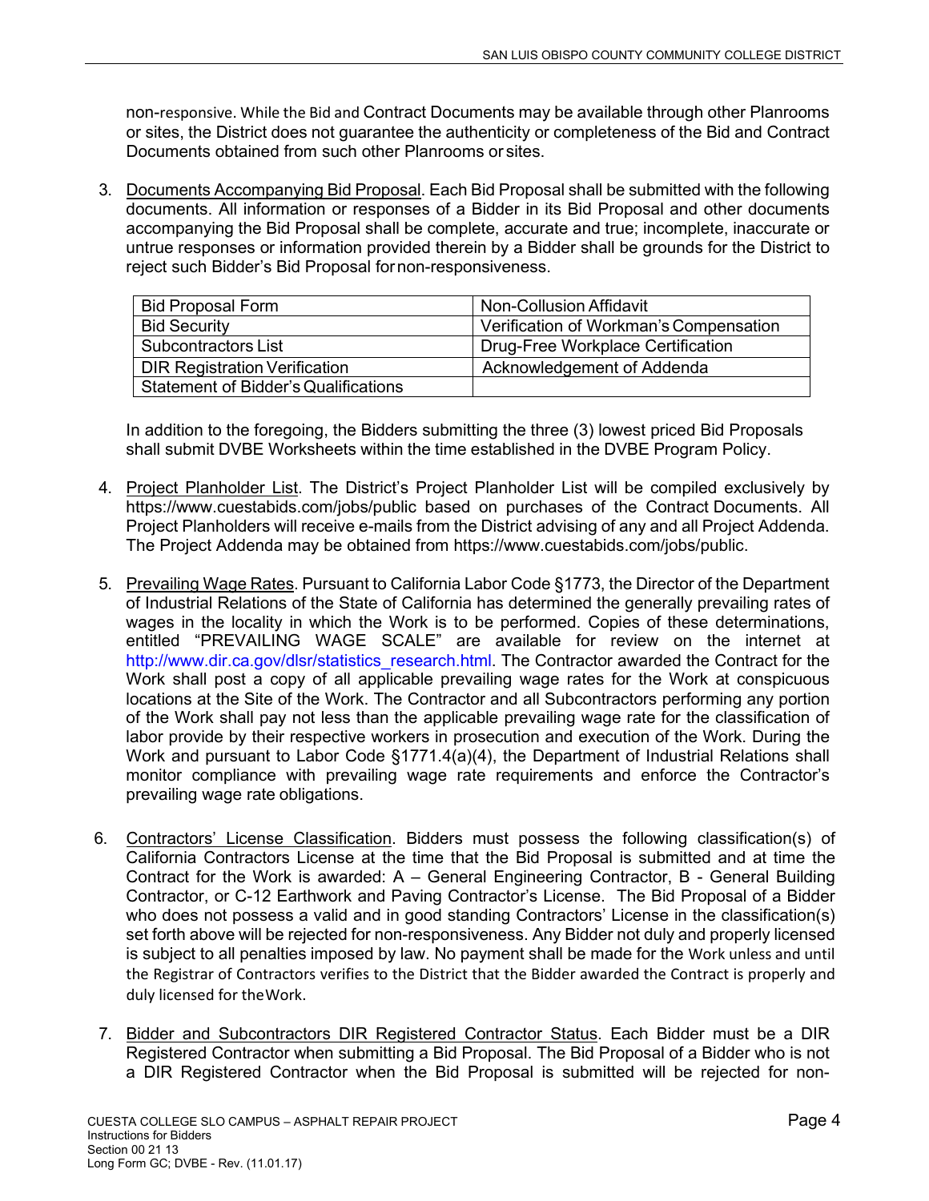non-responsive. While the Bid and Contract Documents may be available through other Planrooms or sites, the District does not guarantee the authenticity or completeness of the Bid and Contract Documents obtained from such other Planrooms or sites.

3. Documents Accompanying Bid Proposal. Each Bid Proposal shall be submitted with the following documents. All information or responses of a Bidder in its Bid Proposal and other documents accompanying the Bid Proposal shall be complete, accurate and true; incomplete, inaccurate or untrue responses or information provided therein by a Bidder shall be grounds for the District to reject such Bidder's Bid Proposal for non-responsiveness.

| Bid Proposal Form | Non-Collusion Affidavit |
|---|---|
| Bid Security | Verification of Workman's Compensation |
| Subcontractors List | Drug-Free Workplace Certification |
| DIR Registration Verification | Acknowledgement of Addenda |
| Statement of Bidder's Qualifications | |

In addition to the foregoing, the Bidders submitting the three (3) lowest priced Bid Proposals shall submit DVBE Worksheets within the time established in the DVBE Program Policy.

4. Project Planholder List. The District's Project Planholder List will be compiled exclusively by https://www.cuestabids.com/jobs/public based on purchases of the Contract Documents. All Project Planholders will receive e-mails from the District advising of any and all Project Addenda. The Project Addenda may be obtained from https://www.cuestabids.com/jobs/public.

5. Prevailing Wage Rates. Pursuant to California Labor Code §1773, the Director of the Department of Industrial Relations of the State of California has determined the generally prevailing rates of wages in the locality in which the Work is to be performed. Copies of these determinations, entitled "PREVAILING WAGE SCALE" are available for review on the internet at http://www.dir.ca.gov/dlsr/statistics_research.html. The Contractor awarded the Contract for the Work shall post a copy of all applicable prevailing wage rates for the Work at conspicuous locations at the Site of the Work. The Contractor and all Subcontractors performing any portion of the Work shall pay not less than the applicable prevailing wage rate for the classification of labor provide by their respective workers in prosecution and execution of the Work. During the Work and pursuant to Labor Code §1771.4(a)(4), the Department of Industrial Relations shall monitor compliance with prevailing wage rate requirements and enforce the Contractor's prevailing wage rate obligations.

6. Contractors' License Classification. Bidders must possess the following classification(s) of California Contractors License at the time that the Bid Proposal is submitted and at time the Contract for the Work is awarded: A – General Engineering Contractor, B - General Building Contractor, or C-12 Earthwork and Paving Contractor's License. The Bid Proposal of a Bidder who does not possess a valid and in good standing Contractors' License in the classification(s) set forth above will be rejected for non-responsiveness. Any Bidder not duly and properly licensed is subject to all penalties imposed by law. No payment shall be made for the Work unless and until the Registrar of Contractors verifies to the District that the Bidder awarded the Contract is properly and duly licensed for the Work.

7. Bidder and Subcontractors DIR Registered Contractor Status. Each Bidder must be a DIR Registered Contractor when submitting a Bid Proposal. The Bid Proposal of a Bidder who is not a DIR Registered Contractor when the Bid Proposal is submitted will be rejected for non-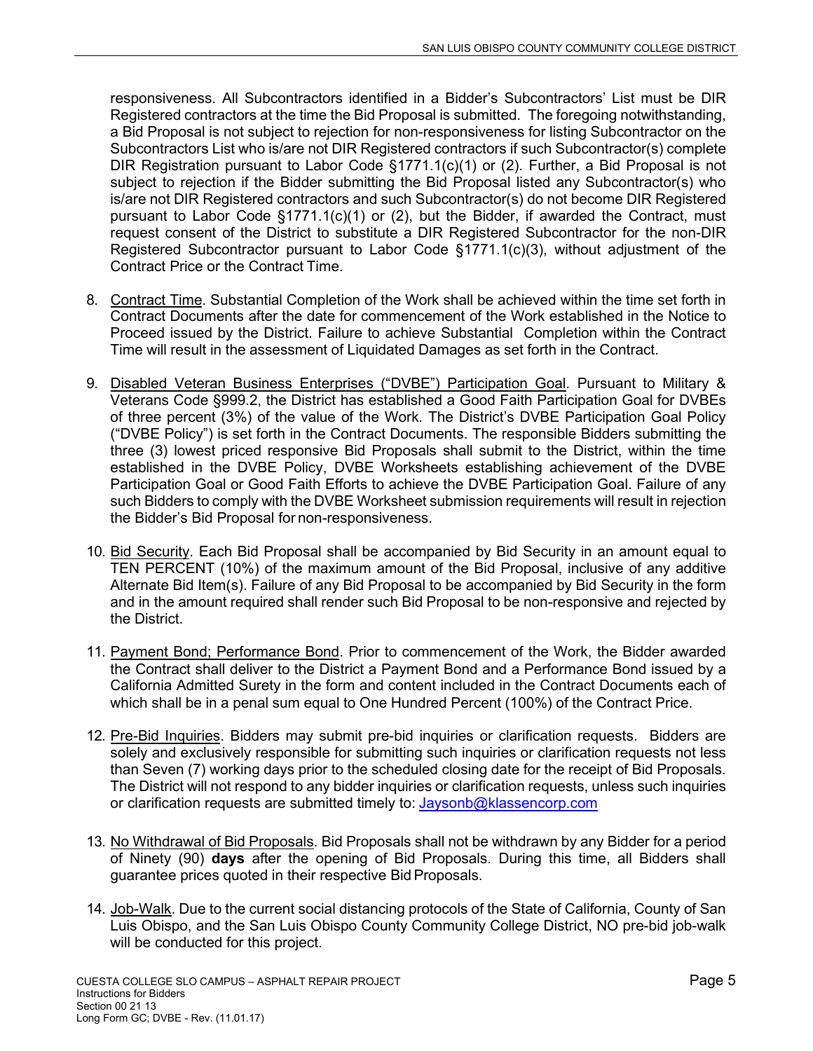responsiveness. All Subcontractors identified in a Bidder's Subcontractors' List must be DIR Registered contractors at the time the Bid Proposal is submitted. The foregoing notwithstanding, a Bid Proposal is not subject to rejection for non-responsiveness for listing Subcontractor on the Subcontractors List who is/are not DIR Registered contractors if such Subcontractor(s) complete DIR Registration pursuant to Labor Code §1771.1(c)(1) or (2). Further, a Bid Proposal is not subject to rejection if the Bidder submitting the Bid Proposal listed any Subcontractor(s) who is/are not DIR Registered contractors and such Subcontractor(s) do not become DIR Registered pursuant to Labor Code §1771.1(c)(1) or (2), but the Bidder, if awarded the Contract, must request consent of the District to substitute a DIR Registered Subcontractor for the non-DIR Registered Subcontractor pursuant to Labor Code §1771.1(c)(3), without adjustment of the Contract Price or the Contract Time.

8. Contract Time. Substantial Completion of the Work shall be achieved within the time set forth in Contract Documents after the date for commencement of the Work established in the Notice to Proceed issued by the District. Failure to achieve Substantial Completion within the Contract Time will result in the assessment of Liquidated Damages as set forth in the Contract.

9. Disabled Veteran Business Enterprises ("DVBE") Participation Goal. Pursuant to Military & Veterans Code §999.2, the District has established a Good Faith Participation Goal for DVBEs of three percent (3%) of the value of the Work. The District's DVBE Participation Goal Policy ("DVBE Policy") is set forth in the Contract Documents. The responsible Bidders submitting the three (3) lowest priced responsive Bid Proposals shall submit to the District, within the time established in the DVBE Policy, DVBE Worksheets establishing achievement of the DVBE Participation Goal or Good Faith Efforts to achieve the DVBE Participation Goal. Failure of any such Bidders to comply with the DVBE Worksheet submission requirements will result in rejection the Bidder's Bid Proposal for non-responsiveness.

10. Bid Security. Each Bid Proposal shall be accompanied by Bid Security in an amount equal to TEN PERCENT (10%) of the maximum amount of the Bid Proposal, inclusive of any additive Alternate Bid Item(s). Failure of any Bid Proposal to be accompanied by Bid Security in the form and in the amount required shall render such Bid Proposal to be non-responsive and rejected by the District.

11. Payment Bond; Performance Bond. Prior to commencement of the Work, the Bidder awarded the Contract shall deliver to the District a Payment Bond and a Performance Bond issued by a California Admitted Surety in the form and content included in the Contract Documents each of which shall be in a penal sum equal to One Hundred Percent (100%) of the Contract Price.

12. Pre-Bid Inquiries. Bidders may submit pre-bid inquiries or clarification requests. Bidders are solely and exclusively responsible for submitting such inquiries or clarification requests not less than Seven (7) working days prior to the scheduled closing date for the receipt of Bid Proposals. The District will not respond to any bidder inquiries or clarification requests, unless such inquiries or clarification requests are submitted timely to: Jaysonb@klassencorp.com

13. No Withdrawal of Bid Proposals. Bid Proposals shall not be withdrawn by any Bidder for a period of Ninety (90) **days** after the opening of Bid Proposals. During this time, all Bidders shall guarantee prices quoted in their respective Bid Proposals.

14. Job-Walk. Due to the current social distancing protocols of the State of California, County of San Luis Obispo, and the San Luis Obispo County Community College District, NO pre-bid job-walk will be conducted for this project.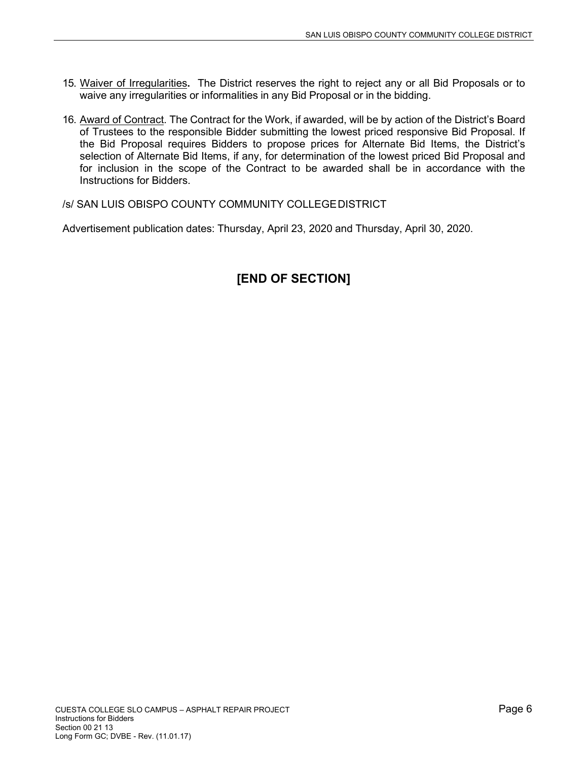15. Waiver of Irregularities**.** The District reserves the right to reject any or all Bid Proposals or to waive any irregularities or informalities in any Bid Proposal or in the bidding.

16. Award of Contract. The Contract for the Work, if awarded, will be by action of the District's Board of Trustees to the responsible Bidder submitting the lowest priced responsive Bid Proposal. If the Bid Proposal requires Bidders to propose prices for Alternate Bid Items, the District's selection of Alternate Bid Items, if any, for determination of the lowest priced Bid Proposal and for inclusion in the scope of the Contract to be awarded shall be in accordance with the Instructions for Bidders.

/s/ SAN LUIS OBISPO COUNTY COMMUNITY COLLEGE DISTRICT

Advertisement publication dates: Thursday, April 23, 2020 and Thursday, April 30, 2020.

## [END OF SECTION]